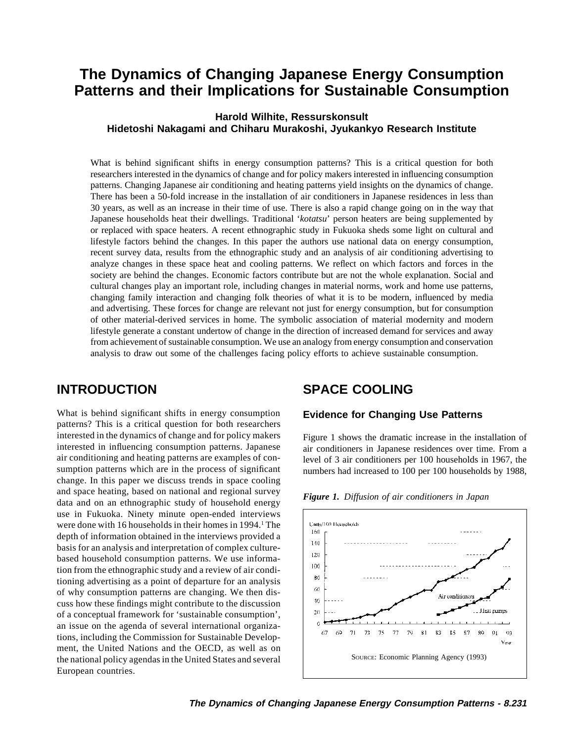# The Dynamics of Changing Japanese Energy Consumption Patterns and their Implications for Sustainable Consumption

**Harold Wilhite, Ressurskonsult**
**Hidetoshi Nakagami and Chiharu Murakoshi, Jyukankyo Research Institute**

What is behind significant shifts in energy consumption patterns? This is a critical question for both researchers interested in the dynamics of change and for policy makers interested in influencing consumption patterns. Changing Japanese air conditioning and heating patterns yield insights on the dynamics of change. There has been a 50-fold increase in the installation of air conditioners in Japanese residences in less than 30 years, as well as an increase in their time of use. There is also a rapid change going on in the way that Japanese households heat their dwellings. Traditional '*kotatsu*' person heaters are being supplemented by or replaced with space heaters. A recent ethnographic study in Fukuoka sheds some light on cultural and lifestyle factors behind the changes. In this paper the authors use national data on energy consumption, recent survey data, results from the ethnographic study and an analysis of air conditioning advertising to analyze changes in these space heat and cooling patterns. We reflect on which factors and forces in the society are behind the changes. Economic factors contribute but are not the whole explanation. Social and cultural changes play an important role, including changes in material norms, work and home use patterns, changing family interaction and changing folk theories of what it is to be modern, influenced by media and advertising. These forces for change are relevant not just for energy consumption, but for consumption of other material-derived services in home. The symbolic association of material modernity and modern lifestyle generate a constant undertow of change in the direction of increased demand for services and away from achievement of sustainable consumption. We use an analogy from energy consumption and conservation analysis to draw out some of the challenges facing policy efforts to achieve sustainable consumption.

## INTRODUCTION

What is behind significant shifts in energy consumption patterns? This is a critical question for both researchers interested in the dynamics of change and for policy makers interested in influencing consumption patterns. Japanese air conditioning and heating patterns are examples of consumption patterns which are in the process of significant change. In this paper we discuss trends in space cooling and space heating, based on national and regional survey data and on an ethnographic study of household energy use in Fukuoka. Ninety minute open-ended interviews were done with 16 households in their homes in 1994.[1] The depth of information obtained in the interviews provided a basis for an analysis and interpretation of complex culture-based household consumption patterns. We use information from the ethnographic study and a review of air conditioning advertising as a point of departure for an analysis of why consumption patterns are changing. We then discuss how these findings might contribute to the discussion of a conceptual framework for 'sustainable consumption', an issue on the agenda of several international organizations, including the Commission for Sustainable Development, the United Nations and the OECD, as well as on the national policy agendas in the United States and several European countries.

## SPACE COOLING

### Evidence for Changing Use Patterns

Figure 1 shows the dramatic increase in the installation of air conditioners in Japanese residences over time. From a level of 3 air conditioners per 100 households in 1967, the numbers had increased to 100 per 100 households by 1988,

***Figure 1.*** *Diffusion of air conditioners in Japan*

SOURCE: Economic Planning Agency (1993)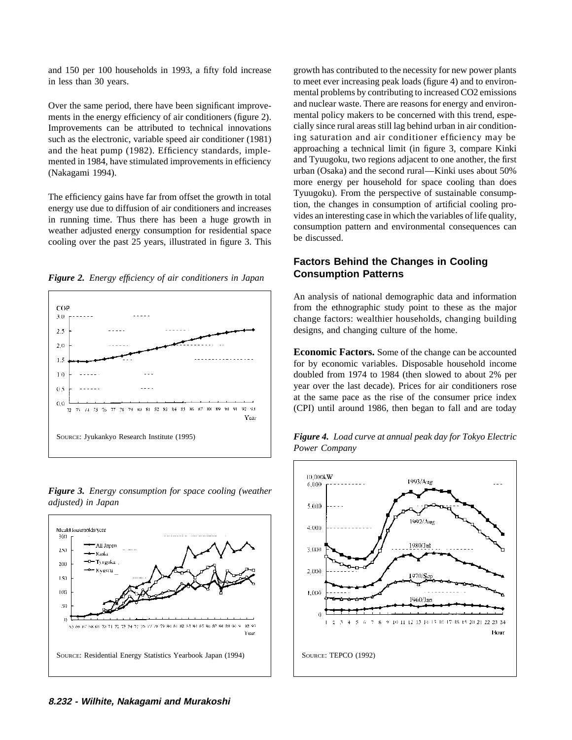and 150 per 100 households in 1993, a fifty fold increase in less than 30 years.

Over the same period, there have been significant improvements in the energy efficiency of air conditioners (figure 2). Improvements can be attributed to technical innovations such as the electronic, variable speed air conditioner (1981) and the heat pump (1982). Efficiency standards, implemented in 1984, have stimulated improvements in efficiency (Nakagami 1994).

The efficiency gains have far from offset the growth in total energy use due to diffusion of air conditioners and increases in running time. Thus there has been a huge growth in weather adjusted energy consumption for residential space cooling over the past 25 years, illustrated in figure 3. This growth has contributed to the necessity for new power plants to meet ever increasing peak loads (figure 4) and to environmental problems by contributing to increased CO2 emissions and nuclear waste. There are reasons for energy and environmental policy makers to be concerned with this trend, especially since rural areas still lag behind urban in air conditioning saturation and air conditioner efficiency may be approaching a technical limit (in figure 3, compare Kinki and Tyuugoku, two regions adjacent to one another, the first urban (Osaka) and the second rural—Kinki uses about 50% more energy per household for space cooling than does Tyuugoku). From the perspective of sustainable consumption, the changes in consumption of artificial cooling provides an interesting case in which the variables of life quality, consumption pattern and environmental consequences can be discussed.

***Figure 2.*** *Energy efficiency of air conditioners in Japan*

SOURCE: Jyukankyo Research Institute (1995)

***Figure 3.*** *Energy consumption for space cooling (weather adjusted) in Japan*

SOURCE: Residential Energy Statistics Yearbook Japan (1994)

## Factors Behind the Changes in Cooling Consumption Patterns

An analysis of national demographic data and information from the ethnographic study point to these as the major change factors: wealthier households, changing building designs, and changing culture of the home.

**Economic Factors.** Some of the change can be accounted for by economic variables. Disposable household income doubled from 1974 to 1984 (then slowed to about 2% per year over the last decade). Prices for air conditioners rose at the same pace as the rise of the consumer price index (CPI) until around 1986, then began to fall and are today

***Figure 4.*** *Load curve at annual peak day for Tokyo Electric Power Company*

SOURCE: TEPCO (1992)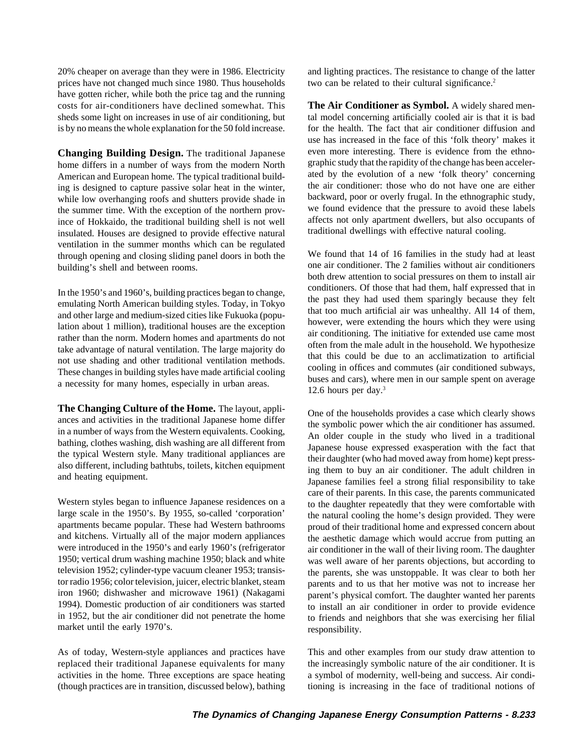20% cheaper on average than they were in 1986. Electricity prices have not changed much since 1980. Thus households have gotten richer, while both the price tag and the running costs for air-conditioners have declined somewhat. This sheds some light on increases in use of air conditioning, but is by no means the whole explanation for the 50 fold increase.

**Changing Building Design.** The traditional Japanese home differs in a number of ways from the modern North American and European home. The typical traditional building is designed to capture passive solar heat in the winter, while low overhanging roofs and shutters provide shade in the summer time. With the exception of the northern province of Hokkaido, the traditional building shell is not well insulated. Houses are designed to provide effective natural ventilation in the summer months which can be regulated through opening and closing sliding panel doors in both the building's shell and between rooms.

In the 1950's and 1960's, building practices began to change, emulating North American building styles. Today, in Tokyo and other large and medium-sized cities like Fukuoka (population about 1 million), traditional houses are the exception rather than the norm. Modern homes and apartments do not take advantage of natural ventilation. The large majority do not use shading and other traditional ventilation methods. These changes in building styles have made artificial cooling a necessity for many homes, especially in urban areas.

**The Changing Culture of the Home.** The layout, appliances and activities in the traditional Japanese home differ in a number of ways from the Western equivalents. Cooking, bathing, clothes washing, dish washing are all different from the typical Western style. Many traditional appliances are also different, including bathtubs, toilets, kitchen equipment and heating equipment.

Western styles began to influence Japanese residences on a large scale in the 1950's. By 1955, so-called 'corporation' apartments became popular. These had Western bathrooms and kitchens. Virtually all of the major modern appliances were introduced in the 1950's and early 1960's (refrigerator 1950; vertical drum washing machine 1950; black and white television 1952; cylinder-type vacuum cleaner 1953; transistor radio 1956; color television, juicer, electric blanket, steam iron 1960; dishwasher and microwave 1961) (Nakagami 1994). Domestic production of air conditioners was started in 1952, but the air conditioner did not penetrate the home market until the early 1970's.

As of today, Western-style appliances and practices have replaced their traditional Japanese equivalents for many activities in the home. Three exceptions are space heating (though practices are in transition, discussed below), bathing and lighting practices. The resistance to change of the latter two can be related to their cultural significance.[2]

**The Air Conditioner as Symbol.** A widely shared mental model concerning artificially cooled air is that it is bad for the health. The fact that air conditioner diffusion and use has increased in the face of this 'folk theory' makes it even more interesting. There is evidence from the ethnographic study that the rapidity of the change has been accelerated by the evolution of a new 'folk theory' concerning the air conditioner: those who do not have one are either backward, poor or overly frugal. In the ethnographic study, we found evidence that the pressure to avoid these labels affects not only apartment dwellers, but also occupants of traditional dwellings with effective natural cooling.

We found that 14 of 16 families in the study had at least one air conditioner. The 2 families without air conditioners both drew attention to social pressures on them to install air conditioners. Of those that had them, half expressed that in the past they had used them sparingly because they felt that too much artificial air was unhealthy. All 14 of them, however, were extending the hours which they were using air conditioning. The initiative for extended use came most often from the male adult in the household. We hypothesize that this could be due to an acclimatization to artificial cooling in offices and commutes (air conditioned subways, buses and cars), where men in our sample spent on average 12.6 hours per day.[3]

One of the households provides a case which clearly shows the symbolic power which the air conditioner has assumed. An older couple in the study who lived in a traditional Japanese house expressed exasperation with the fact that their daughter (who had moved away from home) kept pressing them to buy an air conditioner. The adult children in Japanese families feel a strong filial responsibility to take care of their parents. In this case, the parents communicated to the daughter repeatedly that they were comfortable with the natural cooling the home's design provided. They were proud of their traditional home and expressed concern about the aesthetic damage which would accrue from putting an air conditioner in the wall of their living room. The daughter was well aware of her parents objections, but according to the parents, she was unstoppable. It was clear to both her parents and to us that her motive was not to increase her parent's physical comfort. The daughter wanted her parents to install an air conditioner in order to provide evidence to friends and neighbors that she was exercising her filial responsibility.

This and other examples from our study draw attention to the increasingly symbolic nature of the air conditioner. It is a symbol of modernity, well-being and success. Air conditioning is increasing in the face of traditional notions of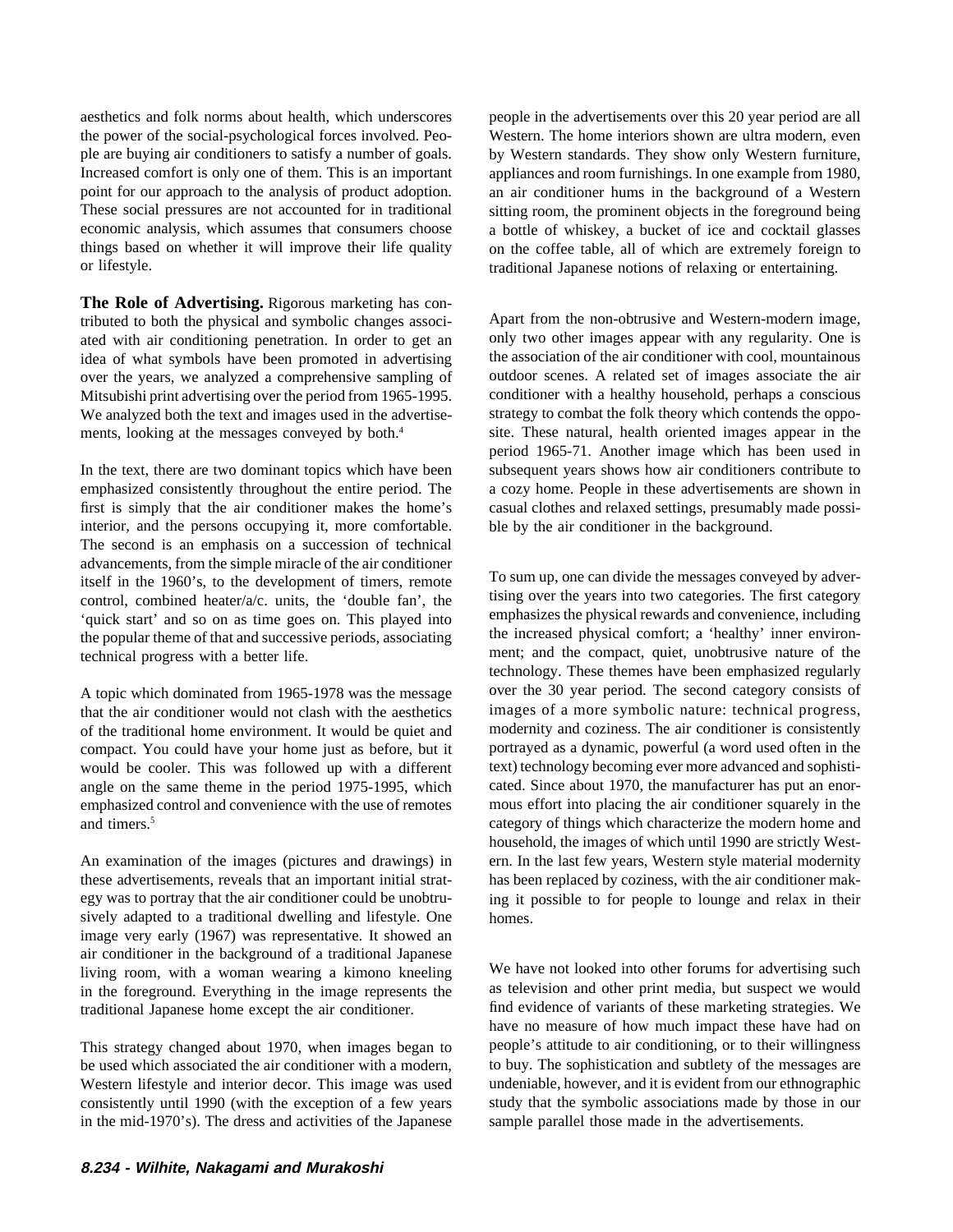aesthetics and folk norms about health, which underscores the power of the social-psychological forces involved. People are buying air conditioners to satisfy a number of goals. Increased comfort is only one of them. This is an important point for our approach to the analysis of product adoption. These social pressures are not accounted for in traditional economic analysis, which assumes that consumers choose things based on whether it will improve their life quality or lifestyle.

**The Role of Advertising.** Rigorous marketing has contributed to both the physical and symbolic changes associated with air conditioning penetration. In order to get an idea of what symbols have been promoted in advertising over the years, we analyzed a comprehensive sampling of Mitsubishi print advertising over the period from 1965-1995. We analyzed both the text and images used in the advertisements, looking at the messages conveyed by both.[4]

In the text, there are two dominant topics which have been emphasized consistently throughout the entire period. The first is simply that the air conditioner makes the home's interior, and the persons occupying it, more comfortable. The second is an emphasis on a succession of technical advancements, from the simple miracle of the air conditioner itself in the 1960's, to the development of timers, remote control, combined heater/a/c. units, the 'double fan', the 'quick start' and so on as time goes on. This played into the popular theme of that and successive periods, associating technical progress with a better life.

A topic which dominated from 1965-1978 was the message that the air conditioner would not clash with the aesthetics of the traditional home environment. It would be quiet and compact. You could have your home just as before, but it would be cooler. This was followed up with a different angle on the same theme in the period 1975-1995, which emphasized control and convenience with the use of remotes and timers.[5]

An examination of the images (pictures and drawings) in these advertisements, reveals that an important initial strategy was to portray that the air conditioner could be unobtrusively adapted to a traditional dwelling and lifestyle. One image very early (1967) was representative. It showed an air conditioner in the background of a traditional Japanese living room, with a woman wearing a kimono kneeling in the foreground. Everything in the image represents the traditional Japanese home except the air conditioner.

This strategy changed about 1970, when images began to be used which associated the air conditioner with a modern, Western lifestyle and interior decor. This image was used consistently until 1990 (with the exception of a few years in the mid-1970's). The dress and activities of the Japanese people in the advertisements over this 20 year period are all Western. The home interiors shown are ultra modern, even by Western standards. They show only Western furniture, appliances and room furnishings. In one example from 1980, an air conditioner hums in the background of a Western sitting room, the prominent objects in the foreground being a bottle of whiskey, a bucket of ice and cocktail glasses on the coffee table, all of which are extremely foreign to traditional Japanese notions of relaxing or entertaining.

Apart from the non-obtrusive and Western-modern image, only two other images appear with any regularity. One is the association of the air conditioner with cool, mountainous outdoor scenes. A related set of images associate the air conditioner with a healthy household, perhaps a conscious strategy to combat the folk theory which contends the opposite. These natural, health oriented images appear in the period 1965-71. Another image which has been used in subsequent years shows how air conditioners contribute to a cozy home. People in these advertisements are shown in casual clothes and relaxed settings, presumably made possible by the air conditioner in the background.

To sum up, one can divide the messages conveyed by advertising over the years into two categories. The first category emphasizes the physical rewards and convenience, including the increased physical comfort; a 'healthy' inner environment; and the compact, quiet, unobtrusive nature of the technology. These themes have been emphasized regularly over the 30 year period. The second category consists of images of a more symbolic nature: technical progress, modernity and coziness. The air conditioner is consistently portrayed as a dynamic, powerful (a word used often in the text) technology becoming ever more advanced and sophisticated. Since about 1970, the manufacturer has put an enormous effort into placing the air conditioner squarely in the category of things which characterize the modern home and household, the images of which until 1990 are strictly Western. In the last few years, Western style material modernity has been replaced by coziness, with the air conditioner making it possible to for people to lounge and relax in their homes.

We have not looked into other forums for advertising such as television and other print media, but suspect we would find evidence of variants of these marketing strategies. We have no measure of how much impact these have had on people's attitude to air conditioning, or to their willingness to buy. The sophistication and subtlety of the messages are undeniable, however, and it is evident from our ethnographic study that the symbolic associations made by those in our sample parallel those made in the advertisements.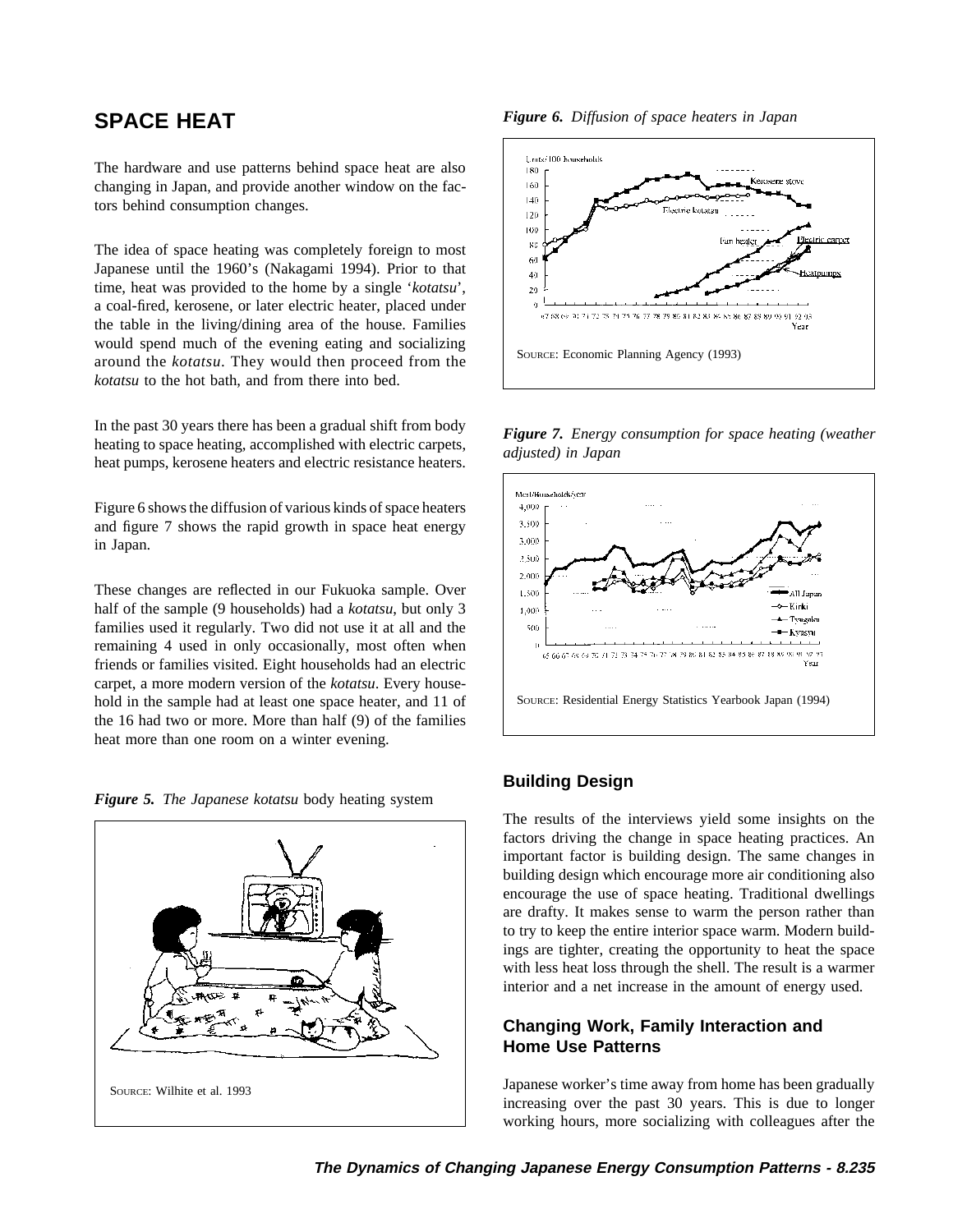## SPACE HEAT

The hardware and use patterns behind space heat are also changing in Japan, and provide another window on the factors behind consumption changes.

The idea of space heating was completely foreign to most Japanese until the 1960's (Nakagami 1994). Prior to that time, heat was provided to the home by a single '*kotatsu*', a coal-fired, kerosene, or later electric heater, placed under the table in the living/dining area of the house. Families would spend much of the evening eating and socializing around the *kotatsu*. They would then proceed from the *kotatsu* to the hot bath, and from there into bed.

In the past 30 years there has been a gradual shift from body heating to space heating, accomplished with electric carpets, heat pumps, kerosene heaters and electric resistance heaters.

Figure 6 shows the diffusion of various kinds of space heaters and figure 7 shows the rapid growth in space heat energy in Japan.

These changes are reflected in our Fukuoka sample. Over half of the sample (9 households) had a *kotatsu*, but only 3 families used it regularly. Two did not use it at all and the remaining 4 used in only occasionally, most often when friends or families visited. Eight households had an electric carpet, a more modern version of the *kotatsu*. Every household in the sample had at least one space heater, and 11 of the 16 had two or more. More than half (9) of the families heat more than one room on a winter evening.

***Figure 5.*** *The Japanese kotatsu* body heating system

SOURCE: Wilhite et al. 1993

***Figure 6.*** *Diffusion of space heaters in Japan*

SOURCE: Economic Planning Agency (1993)

***Figure 7.*** *Energy consumption for space heating (weather adjusted) in Japan*

SOURCE: Residential Energy Statistics Yearbook Japan (1994)

### Building Design

The results of the interviews yield some insights on the factors driving the change in space heating practices. An important factor is building design. The same changes in building design which encourage more air conditioning also encourage the use of space heating. Traditional dwellings are drafty. It makes sense to warm the person rather than to try to keep the entire interior space warm. Modern buildings are tighter, creating the opportunity to heat the space with less heat loss through the shell. The result is a warmer interior and a net increase in the amount of energy used.

### Changing Work, Family Interaction and Home Use Patterns

Japanese worker's time away from home has been gradually increasing over the past 30 years. This is due to longer working hours, more socializing with colleagues after the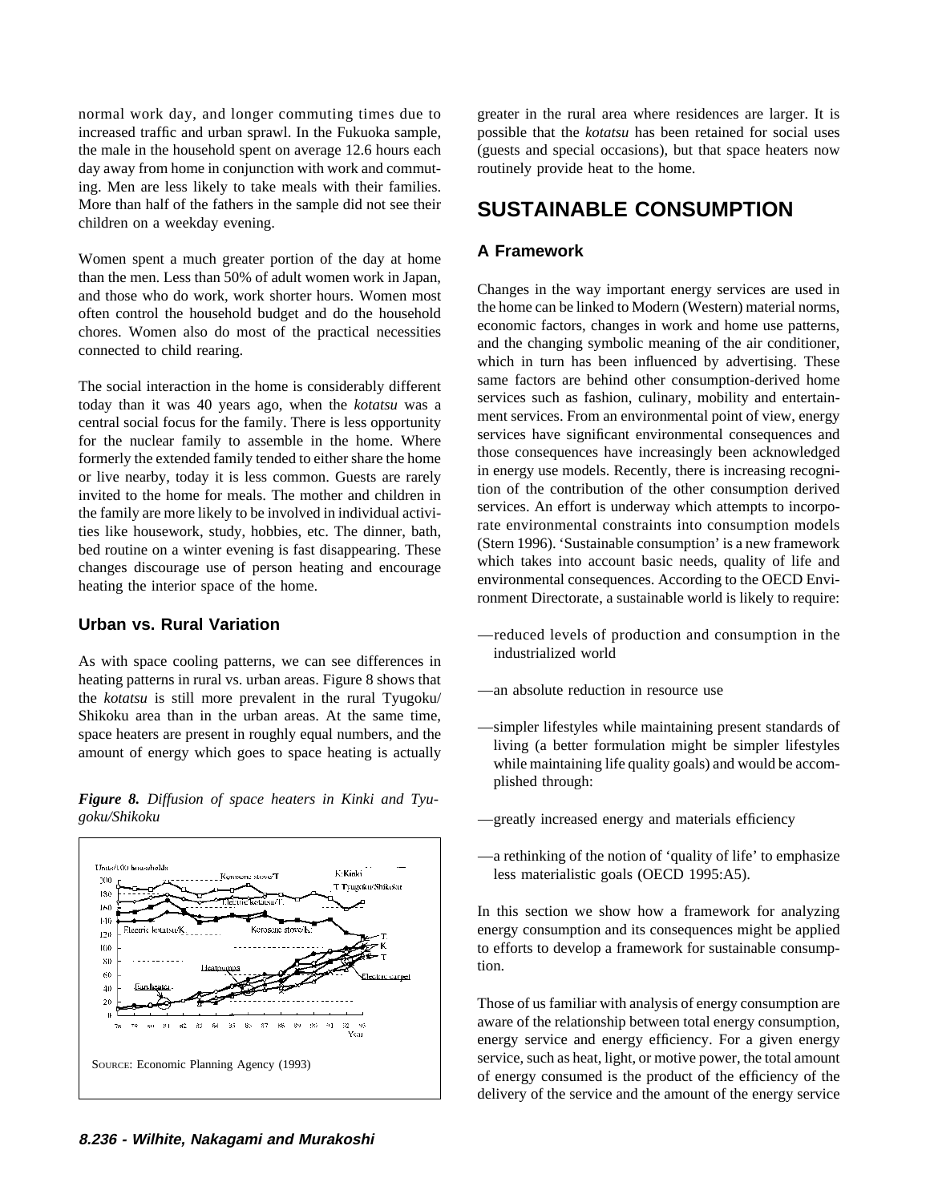normal work day, and longer commuting times due to increased traffic and urban sprawl. In the Fukuoka sample, the male in the household spent on average 12.6 hours each day away from home in conjunction with work and commuting. Men are less likely to take meals with their families. More than half of the fathers in the sample did not see their children on a weekday evening.

Women spent a much greater portion of the day at home than the men. Less than 50% of adult women work in Japan, and those who do work, work shorter hours. Women most often control the household budget and do the household chores. Women also do most of the practical necessities connected to child rearing.

The social interaction in the home is considerably different today than it was 40 years ago, when the *kotatsu* was a central social focus for the family. There is less opportunity for the nuclear family to assemble in the home. Where formerly the extended family tended to either share the home or live nearby, today it is less common. Guests are rarely invited to the home for meals. The mother and children in the family are more likely to be involved in individual activities like housework, study, hobbies, etc. The dinner, bath, bed routine on a winter evening is fast disappearing. These changes discourage use of person heating and encourage heating the interior space of the home.

### Urban vs. Rural Variation

As with space cooling patterns, we can see differences in heating patterns in rural vs. urban areas. Figure 8 shows that the *kotatsu* is still more prevalent in the rural Tyugoku/Shikoku area than in the urban areas. At the same time, space heaters are present in roughly equal numbers, and the amount of energy which goes to space heating is actually greater in the rural area where residences are larger. It is possible that the *kotatsu* has been retained for social uses (guests and special occasions), but that space heaters now routinely provide heat to the home.

***Figure 8.*** *Diffusion of space heaters in Kinki and Tyugoku/Shikoku*

SOURCE: Economic Planning Agency (1993)

## SUSTAINABLE CONSUMPTION

### A Framework

Changes in the way important energy services are used in the home can be linked to Modern (Western) material norms, economic factors, changes in work and home use patterns, and the changing symbolic meaning of the air conditioner, which in turn has been influenced by advertising. These same factors are behind other consumption-derived home services such as fashion, culinary, mobility and entertainment services. From an environmental point of view, energy services have significant environmental consequences and those consequences have increasingly been acknowledged in energy use models. Recently, there is increasing recognition of the contribution of the other consumption derived services. An effort is underway which attempts to incorporate environmental constraints into consumption models (Stern 1996). 'Sustainable consumption' is a new framework which takes into account basic needs, quality of life and environmental consequences. According to the OECD Environment Directorate, a sustainable world is likely to require:

—reduced levels of production and consumption in the industrialized world

—an absolute reduction in resource use

—simpler lifestyles while maintaining present standards of living (a better formulation might be simpler lifestyles while maintaining life quality goals) and would be accomplished through:

—greatly increased energy and materials efficiency

—a rethinking of the notion of 'quality of life' to emphasize less materialistic goals (OECD 1995:A5).

In this section we show how a framework for analyzing energy consumption and its consequences might be applied to efforts to develop a framework for sustainable consumption.

Those of us familiar with analysis of energy consumption are aware of the relationship between total energy consumption, energy service and energy efficiency. For a given energy service, such as heat, light, or motive power, the total amount of energy consumed is the product of the efficiency of the delivery of the service and the amount of the energy service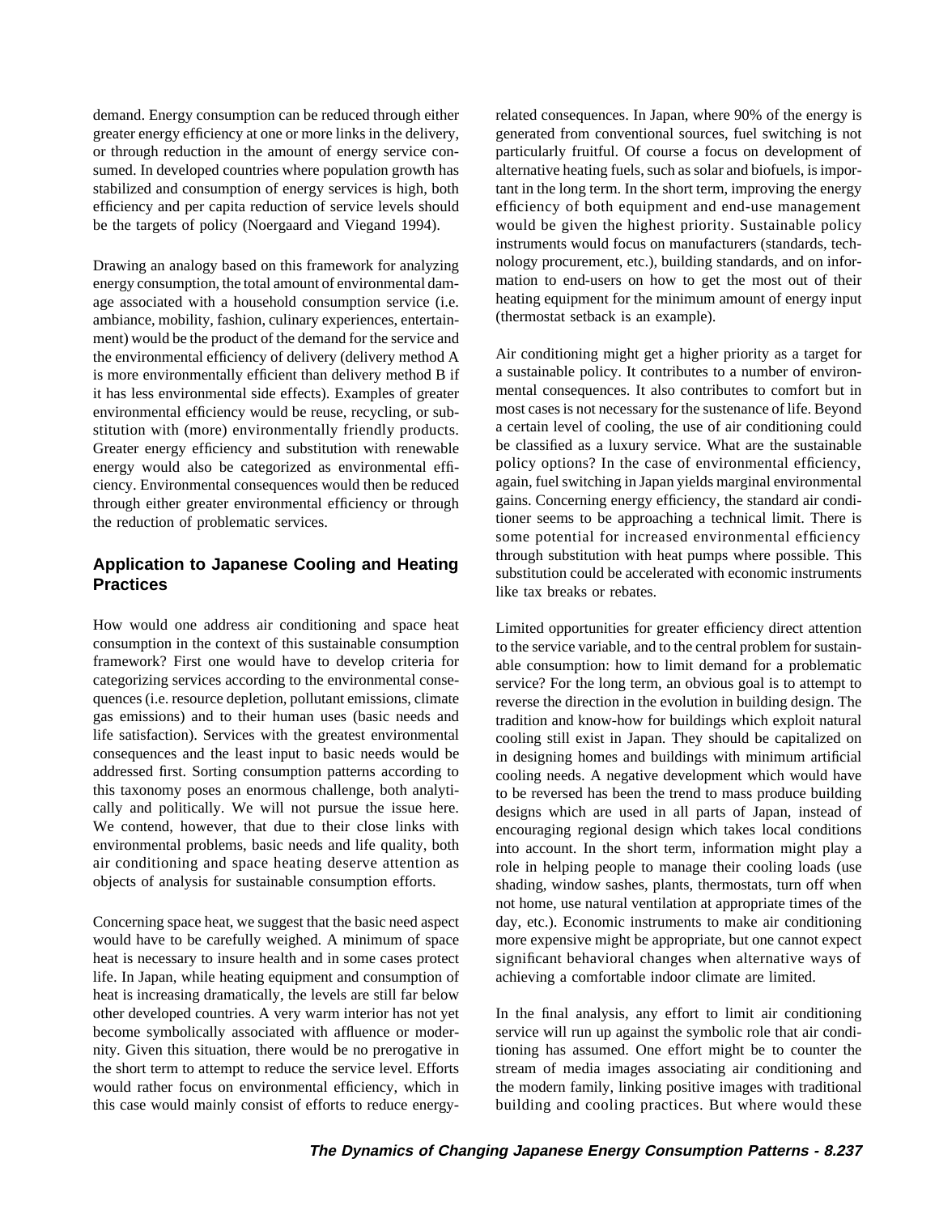demand. Energy consumption can be reduced through either greater energy efficiency at one or more links in the delivery, or through reduction in the amount of energy service consumed. In developed countries where population growth has stabilized and consumption of energy services is high, both efficiency and per capita reduction of service levels should be the targets of policy (Noergaard and Viegand 1994).

Drawing an analogy based on this framework for analyzing energy consumption, the total amount of environmental damage associated with a household consumption service (i.e. ambiance, mobility, fashion, culinary experiences, entertainment) would be the product of the demand for the service and the environmental efficiency of delivery (delivery method A is more environmentally efficient than delivery method B if it has less environmental side effects). Examples of greater environmental efficiency would be reuse, recycling, or substitution with (more) environmentally friendly products. Greater energy efficiency and substitution with renewable energy would also be categorized as environmental efficiency. Environmental consequences would then be reduced through either greater environmental efficiency or through the reduction of problematic services.

## Application to Japanese Cooling and Heating Practices

How would one address air conditioning and space heat consumption in the context of this sustainable consumption framework? First one would have to develop criteria for categorizing services according to the environmental consequences (i.e. resource depletion, pollutant emissions, climate gas emissions) and to their human uses (basic needs and life satisfaction). Services with the greatest environmental consequences and the least input to basic needs would be addressed first. Sorting consumption patterns according to this taxonomy poses an enormous challenge, both analytically and politically. We will not pursue the issue here. We contend, however, that due to their close links with environmental problems, basic needs and life quality, both air conditioning and space heating deserve attention as objects of analysis for sustainable consumption efforts.

Concerning space heat, we suggest that the basic need aspect would have to be carefully weighed. A minimum of space heat is necessary to insure health and in some cases protect life. In Japan, while heating equipment and consumption of heat is increasing dramatically, the levels are still far below other developed countries. A very warm interior has not yet become symbolically associated with affluence or modernity. Given this situation, there would be no prerogative in the short term to attempt to reduce the service level. Efforts would rather focus on environmental efficiency, which in this case would mainly consist of efforts to reduce energy-related consequences. In Japan, where 90% of the energy is generated from conventional sources, fuel switching is not particularly fruitful. Of course a focus on development of alternative heating fuels, such as solar and biofuels, is important in the long term. In the short term, improving the energy efficiency of both equipment and end-use management would be given the highest priority. Sustainable policy instruments would focus on manufacturers (standards, technology procurement, etc.), building standards, and on information to end-users on how to get the most out of their heating equipment for the minimum amount of energy input (thermostat setback is an example).

Air conditioning might get a higher priority as a target for a sustainable policy. It contributes to a number of environmental consequences. It also contributes to comfort but in most cases is not necessary for the sustenance of life. Beyond a certain level of cooling, the use of air conditioning could be classified as a luxury service. What are the sustainable policy options? In the case of environmental efficiency, again, fuel switching in Japan yields marginal environmental gains. Concerning energy efficiency, the standard air conditioner seems to be approaching a technical limit. There is some potential for increased environmental efficiency through substitution with heat pumps where possible. This substitution could be accelerated with economic instruments like tax breaks or rebates.

Limited opportunities for greater efficiency direct attention to the service variable, and to the central problem for sustainable consumption: how to limit demand for a problematic service? For the long term, an obvious goal is to attempt to reverse the direction in the evolution in building design. The tradition and know-how for buildings which exploit natural cooling still exist in Japan. They should be capitalized on in designing homes and buildings with minimum artificial cooling needs. A negative development which would have to be reversed has been the trend to mass produce building designs which are used in all parts of Japan, instead of encouraging regional design which takes local conditions into account. In the short term, information might play a role in helping people to manage their cooling loads (use shading, window sashes, plants, thermostats, turn off when not home, use natural ventilation at appropriate times of the day, etc.). Economic instruments to make air conditioning more expensive might be appropriate, but one cannot expect significant behavioral changes when alternative ways of achieving a comfortable indoor climate are limited.

In the final analysis, any effort to limit air conditioning service will run up against the symbolic role that air conditioning has assumed. One effort might be to counter the stream of media images associating air conditioning and the modern family, linking positive images with traditional building and cooling practices. But where would these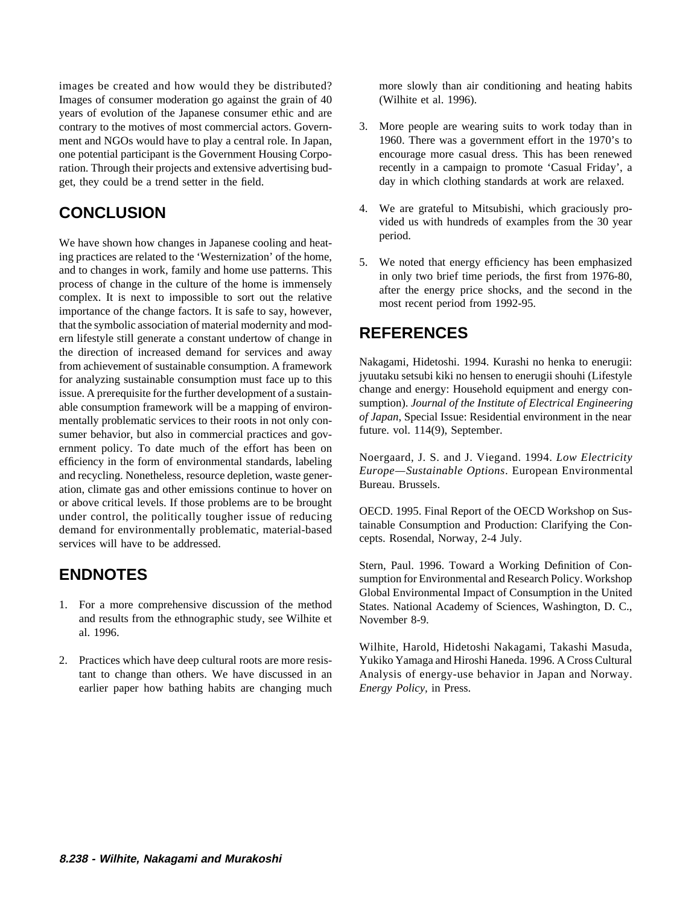images be created and how would they be distributed? Images of consumer moderation go against the grain of 40 years of evolution of the Japanese consumer ethic and are contrary to the motives of most commercial actors. Government and NGOs would have to play a central role. In Japan, one potential participant is the Government Housing Corporation. Through their projects and extensive advertising budget, they could be a trend setter in the field.

## CONCLUSION

We have shown how changes in Japanese cooling and heating practices are related to the 'Westernization' of the home, and to changes in work, family and home use patterns. This process of change in the culture of the home is immensely complex. It is next to impossible to sort out the relative importance of the change factors. It is safe to say, however, that the symbolic association of material modernity and modern lifestyle still generate a constant undertow of change in the direction of increased demand for services and away from achievement of sustainable consumption. A framework for analyzing sustainable consumption must face up to this issue. A prerequisite for the further development of a sustainable consumption framework will be a mapping of environmentally problematic services to their roots in not only consumer behavior, but also in commercial practices and government policy. To date much of the effort has been on efficiency in the form of environmental standards, labeling and recycling. Nonetheless, resource depletion, waste generation, climate gas and other emissions continue to hover on or above critical levels. If those problems are to be brought under control, the politically tougher issue of reducing demand for environmentally problematic, material-based services will have to be addressed.

## ENDNOTES

1. For a more comprehensive discussion of the method and results from the ethnographic study, see Wilhite et al. 1996.

2. Practices which have deep cultural roots are more resistant to change than others. We have discussed in an earlier paper how bathing habits are changing much more slowly than air conditioning and heating habits (Wilhite et al. 1996).

3. More people are wearing suits to work today than in 1960. There was a government effort in the 1970's to encourage more casual dress. This has been renewed recently in a campaign to promote 'Casual Friday', a day in which clothing standards at work are relaxed.

4. We are grateful to Mitsubishi, which graciously provided us with hundreds of examples from the 30 year period.

5. We noted that energy efficiency has been emphasized in only two brief time periods, the first from 1976-80, after the energy price shocks, and the second in the most recent period from 1992-95.

## REFERENCES

Nakagami, Hidetoshi. 1994. Kurashi no henka to enerugii: jyuutaku setsubi kiki no hensen to enerugii shouhi (Lifestyle change and energy: Household equipment and energy consumption). *Journal of the Institute of Electrical Engineering of Japan*, Special Issue: Residential environment in the near future. vol. 114(9), September.

Noergaard, J. S. and J. Viegand. 1994. *Low Electricity Europe—Sustainable Options*. European Environmental Bureau. Brussels.

OECD. 1995. Final Report of the OECD Workshop on Sustainable Consumption and Production: Clarifying the Concepts. Rosendal, Norway, 2-4 July.

Stern, Paul. 1996. Toward a Working Definition of Consumption for Environmental and Research Policy. Workshop Global Environmental Impact of Consumption in the United States. National Academy of Sciences, Washington, D. C., November 8-9.

Wilhite, Harold, Hidetoshi Nakagami, Takashi Masuda, Yukiko Yamaga and Hiroshi Haneda. 1996. A Cross Cultural Analysis of energy-use behavior in Japan and Norway. *Energy Policy*, in Press.